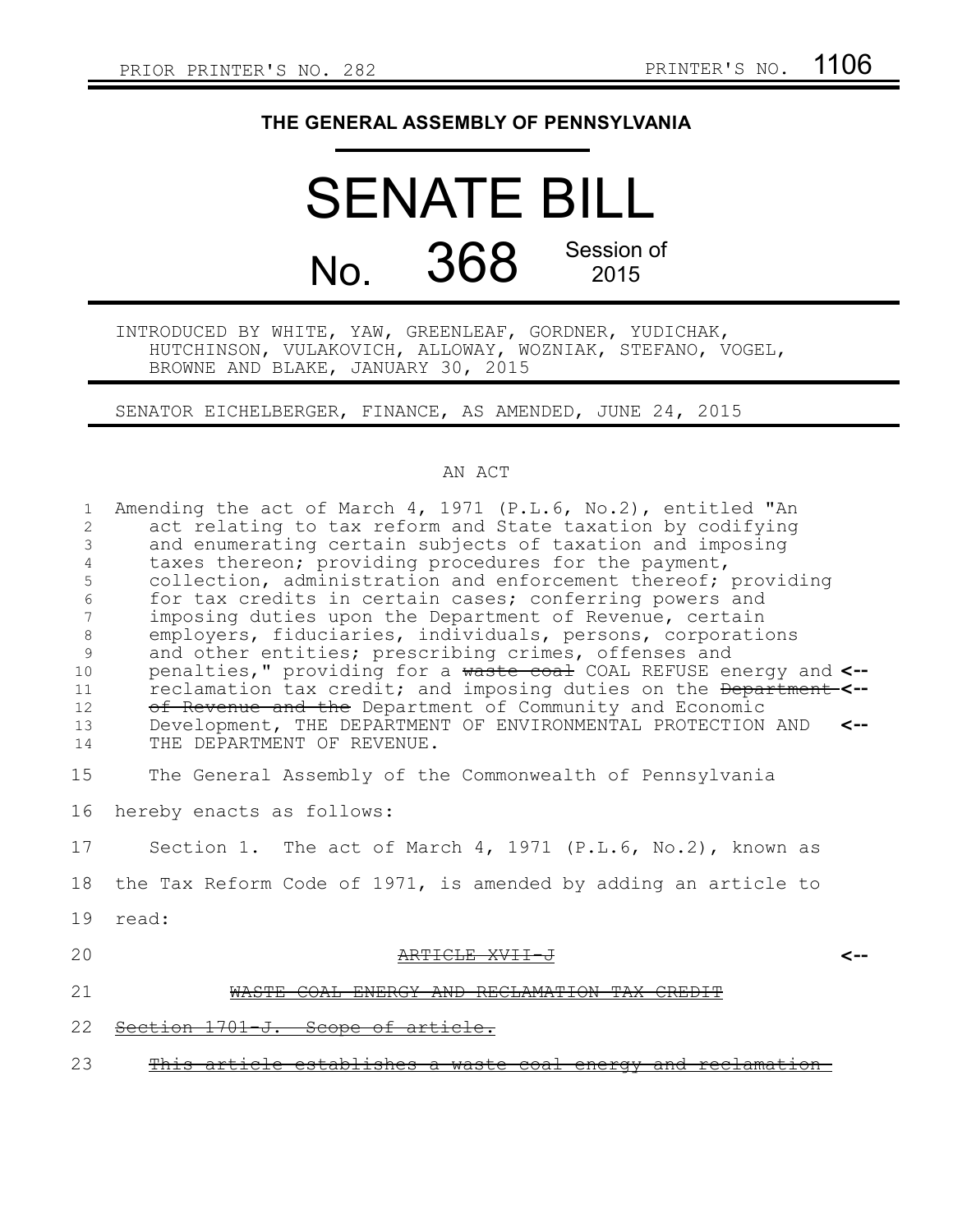PRIOR PRINTER'S NO. 282 PRINTER'S NO. 1106

## THE GENERAL ASSEMBLY OF PENNSYLVANIA

# SENATE BILL

# No. 368 Session of 2015

INTRODUCED BY WHITE, YAW, GREENLEAF, GORDNER, YUDICHAK, HUTCHINSON, VULAKOVICH, ALLOWAY, WOZNIAK, STEFANO, VOGEL, BROWNE AND BLAKE, JANUARY 30, 2015

SENATOR EICHELBERGER, FINANCE, AS AMENDED, JUNE 24, 2015

AN ACT

Amending the act of March 4, 1971 (P.L.6, No.2), entitled "An act relating to tax reform and State taxation by codifying and enumerating certain subjects of taxation and imposing taxes thereon; providing procedures for the payment, collection, administration and enforcement thereof; providing for tax credits in certain cases; conferring powers and imposing duties upon the Department of Revenue, certain employers, fiduciaries, individuals, persons, corporations and other entities; prescribing crimes, offenses and penalties," providing for a ~~waste coal~~ COAL REFUSE energy and reclamation tax credit; and imposing duties on the ~~Department of Revenue and the~~ Department of Community and Economic Development, THE DEPARTMENT OF ENVIRONMENTAL PROTECTION AND THE DEPARTMENT OF REVENUE.

The General Assembly of the Commonwealth of Pennsylvania hereby enacts as follows:

Section 1. The act of March 4, 1971 (P.L.6, No.2), known as the Tax Reform Code of 1971, is amended by adding an article to read:

~~ARTICLE XVII-J~~

~~WASTE COAL ENERGY AND RECLAMATION TAX CREDIT~~

~~Section 1701-J. Scope of article.~~

~~This article establishes a waste coal energy and reclamation~~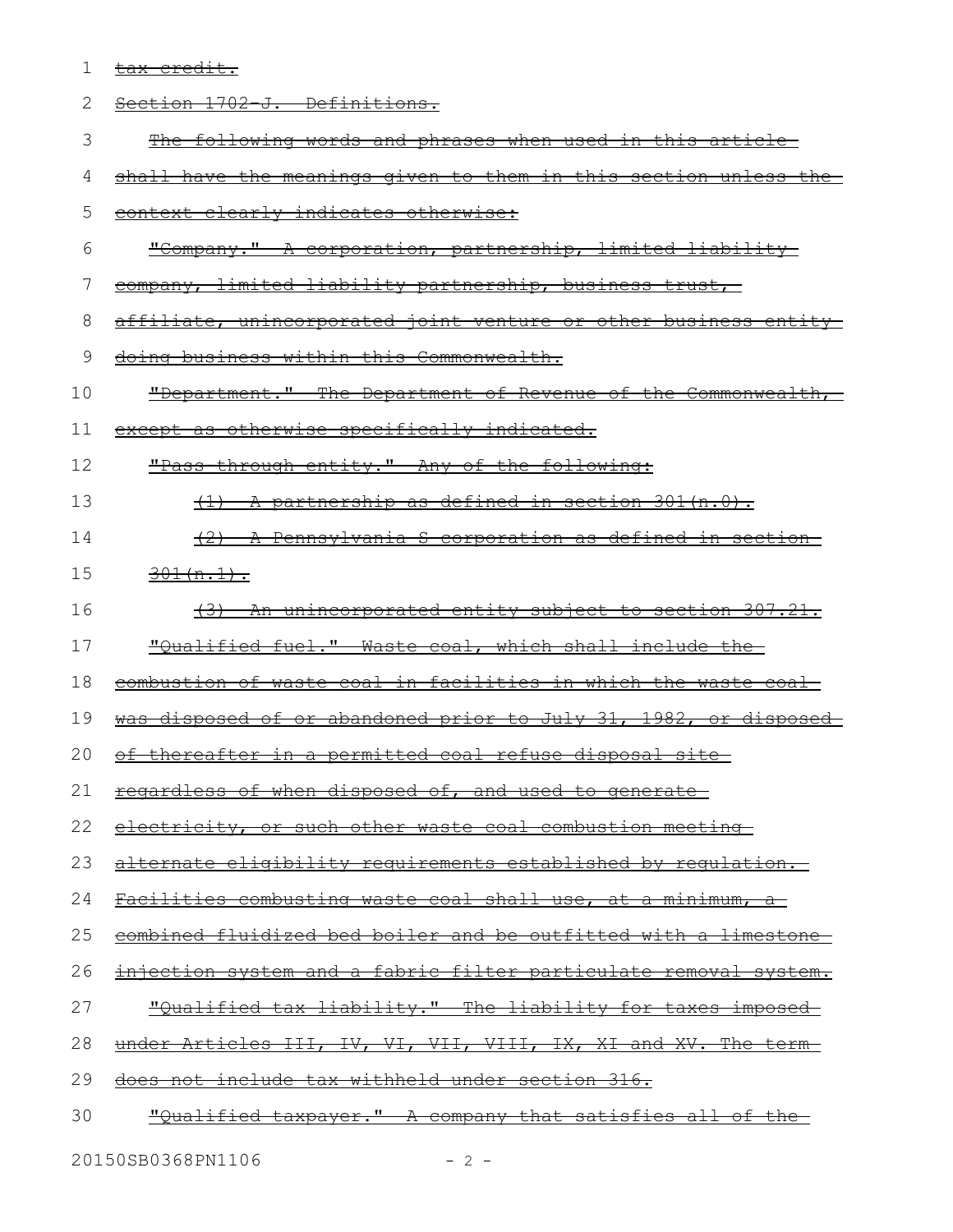~~tax credit.~~

~~Section 1702-J. Definitions.~~

~~The following words and phrases when used in this article shall have the meanings given to them in this section unless the context clearly indicates otherwise:~~

~~"Company." A corporation, partnership, limited liability company, limited liability partnership, business trust, affiliate, unincorporated joint venture or other business entity doing business within this Commonwealth.~~

~~"Department." The Department of Revenue of the Commonwealth, except as otherwise specifically indicated.~~

~~"Pass-through entity." Any of the following:~~

~~(1) A partnership as defined in section 301(n.0).~~

~~(2) A Pennsylvania S corporation as defined in section 301(n.1).~~

~~(3) An unincorporated entity subject to section 307.21.~~

~~"Qualified fuel." Waste coal, which shall include the combustion of waste coal in facilities in which the waste coal was disposed of or abandoned prior to July 31, 1982, or disposed of thereafter in a permitted coal refuse disposal site regardless of when disposed of, and used to generate electricity, or such other waste coal combustion meeting alternate eligibility requirements established by regulation. Facilities combusting waste coal shall use, at a minimum, a combined fluidized bed boiler and be outfitted with a limestone injection system and a fabric filter particulate removal system.~~

~~"Qualified tax liability." The liability for taxes imposed under Articles III, IV, VI, VII, VIII, IX, XI and XV. The term does not include tax withheld under section 316.~~

~~"Qualified taxpayer." A company that satisfies all of the~~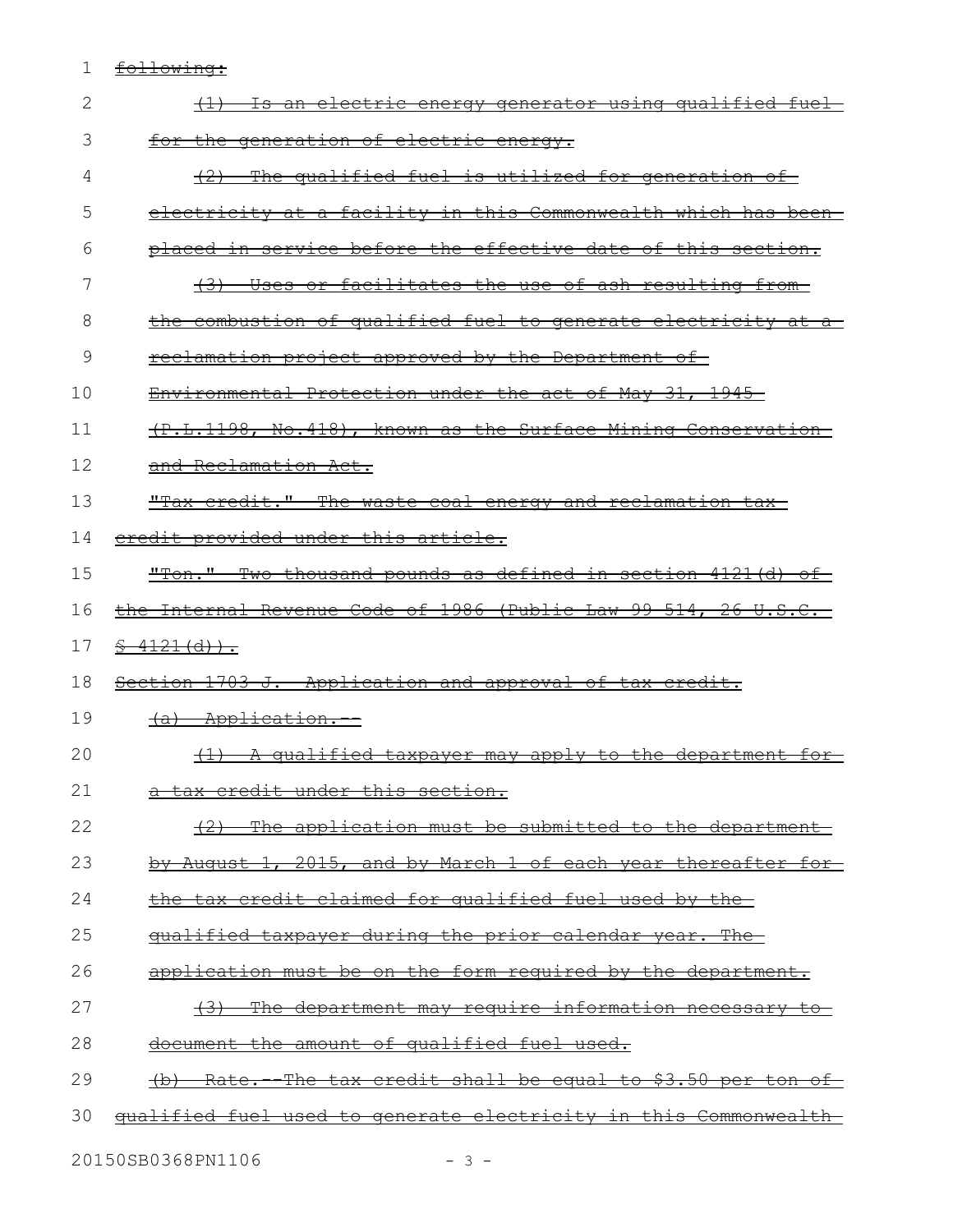~~following:~~

~~(1) Is an electric energy generator using qualified fuel for the generation of electric energy.~~

~~(2) The qualified fuel is utilized for generation of electricity at a facility in this Commonwealth which has been placed in service before the effective date of this section.~~

~~(3) Uses or facilitates the use of ash resulting from the combustion of qualified fuel to generate electricity at a reclamation project approved by the Department of Environmental Protection under the act of May 31, 1945 (P.L.1198, No.418), known as the Surface Mining Conservation and Reclamation Act.~~

~~"Tax credit." The waste coal energy and reclamation tax credit provided under this article.~~

~~"Ton." Two thousand pounds as defined in section 4121(d) of the Internal Revenue Code of 1986 (Public Law 99-514, 26 U.S.C. § 4121(d)).~~

~~Section 1703-J. Application and approval of tax credit.~~

~~(a) Application.--~~

~~(1) A qualified taxpayer may apply to the department for a tax credit under this section.~~

~~(2) The application must be submitted to the department by August 1, 2015, and by March 1 of each year thereafter for the tax credit claimed for qualified fuel used by the qualified taxpayer during the prior calendar year. The application must be on the form required by the department.~~

~~(3) The department may require information necessary to document the amount of qualified fuel used.~~

~~(b) Rate.--The tax credit shall be equal to $3.50 per ton of qualified fuel used to generate electricity in this Commonwealth~~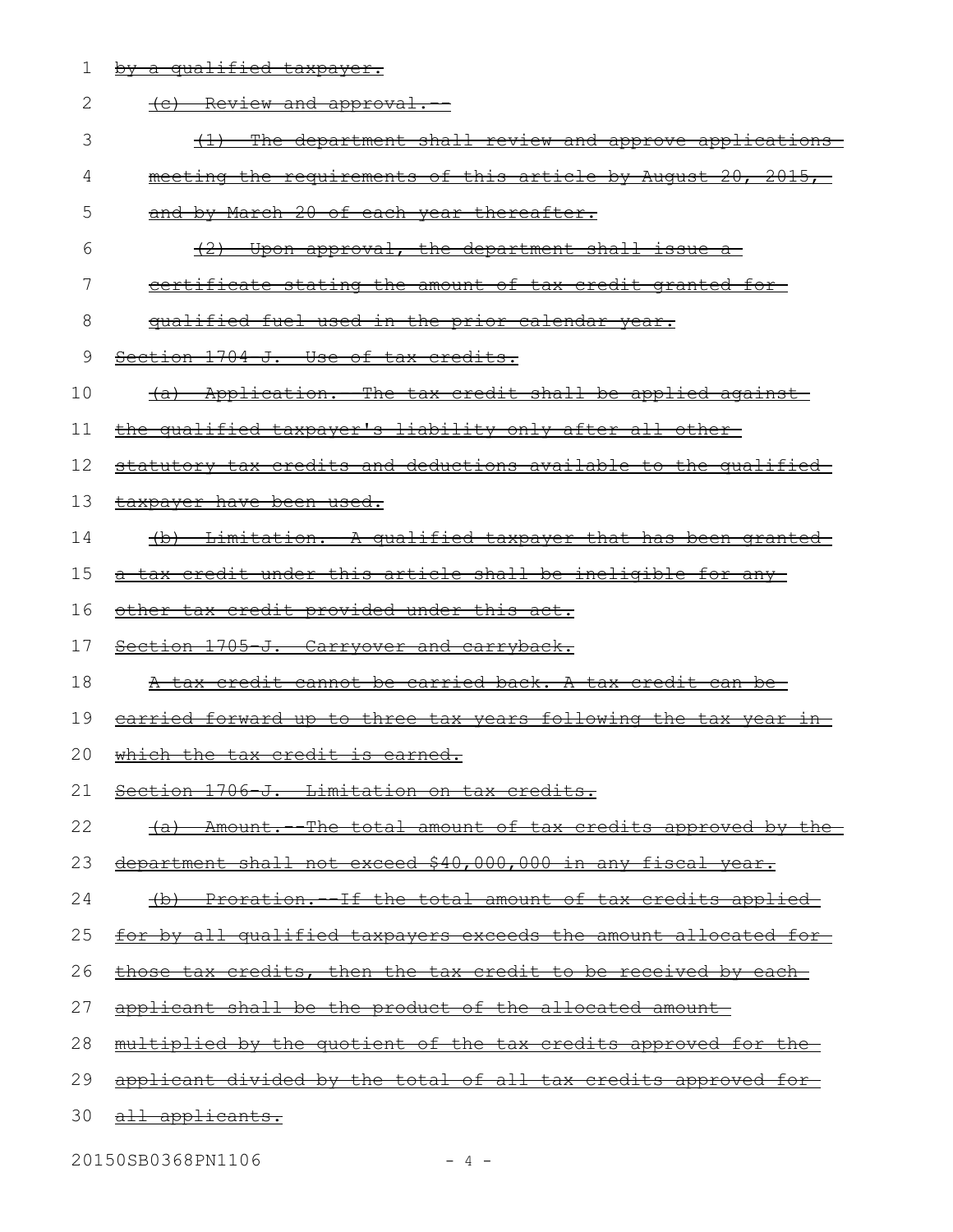by a qualified taxpayer.

(c) Review and approval.--

(1) The department shall review and approve applications meeting the requirements of this article by August 20, 2015, and by March 20 of each year thereafter.

(2) Upon approval, the department shall issue a certificate stating the amount of tax credit granted for qualified fuel used in the prior calendar year.

Section 1704-J. Use of tax credits.

(a) Application. The tax credit shall be applied against the qualified taxpayer's liability only after all other statutory tax credits and deductions available to the qualified taxpayer have been used.

(b) Limitation. A qualified taxpayer that has been granted a tax credit under this article shall be ineligible for any other tax credit provided under this act.

Section 1705-J. Carryover and carryback.

A tax credit cannot be carried back. A tax credit can be carried forward up to three tax years following the tax year in which the tax credit is earned.

Section 1706-J. Limitation on tax credits.

(a) Amount.--The total amount of tax credits approved by the department shall not exceed $40,000,000 in any fiscal year.

(b) Proration.--If the total amount of tax credits applied for by all qualified taxpayers exceeds the amount allocated for those tax credits, then the tax credit to be received by each applicant shall be the product of the allocated amount multiplied by the quotient of the tax credits approved for the applicant divided by the total of all tax credits approved for all applicants.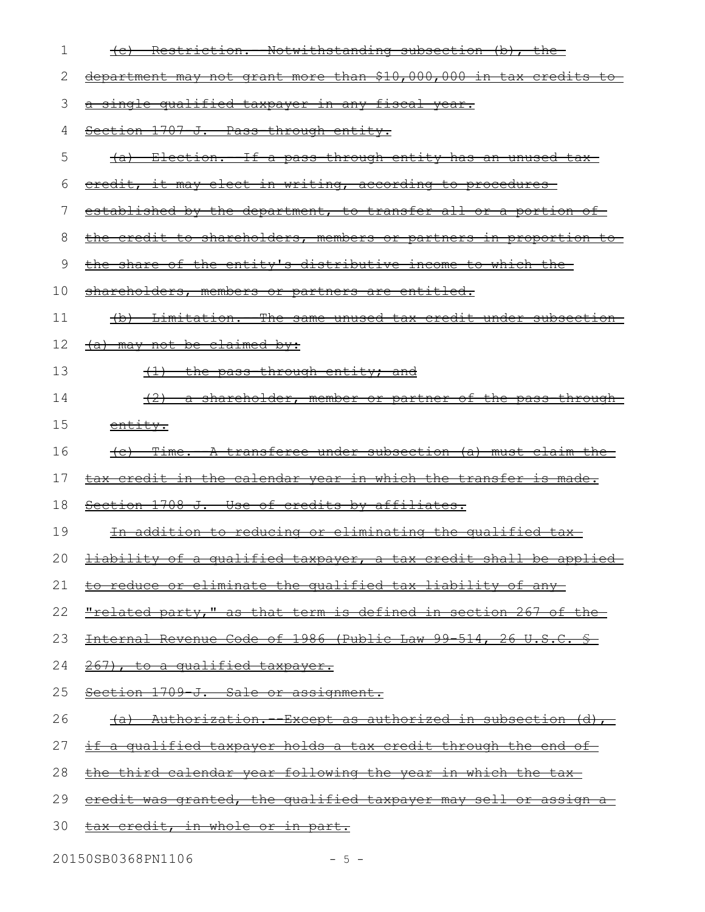~~(c) Restriction.--Notwithstanding subsection (b), the department may not grant more than $10,000,000 in tax credits to a single qualified taxpayer in any fiscal year.~~

~~Section 1707-J. Pass-through entity.~~

~~(a) Election.--If a pass-through entity has an unused tax credit, it may elect in writing, according to procedures established by the department, to transfer all or a portion of the credit to shareholders, members or partners in proportion to the share of the entity's distributive income to which the shareholders, members or partners are entitled.~~

~~(b) Limitation.--The same unused tax credit under subsection (a) may not be claimed by:~~

~~(1) the pass-through entity; and~~

~~(2) a shareholder, member or partner of the pass-through entity.~~

~~(c) Time.--A transferee under subsection (a) must claim the tax credit in the calendar year in which the transfer is made.~~

~~Section 1708-J. Use of credits by affiliates.~~

~~In addition to reducing or eliminating the qualified tax liability of a qualified taxpayer, a tax credit shall be applied to reduce or eliminate the qualified tax liability of any "related party," as that term is defined in section 267 of the Internal Revenue Code of 1986 (Public Law 99-514, 26 U.S.C. § 267), to a qualified taxpayer.~~

~~Section 1709-J. Sale or assignment.~~

~~(a) Authorization.--Except as authorized in subsection (d), if a qualified taxpayer holds a tax credit through the end of the third calendar year following the year in which the tax credit was granted, the qualified taxpayer may sell or assign a tax credit, in whole or in part.~~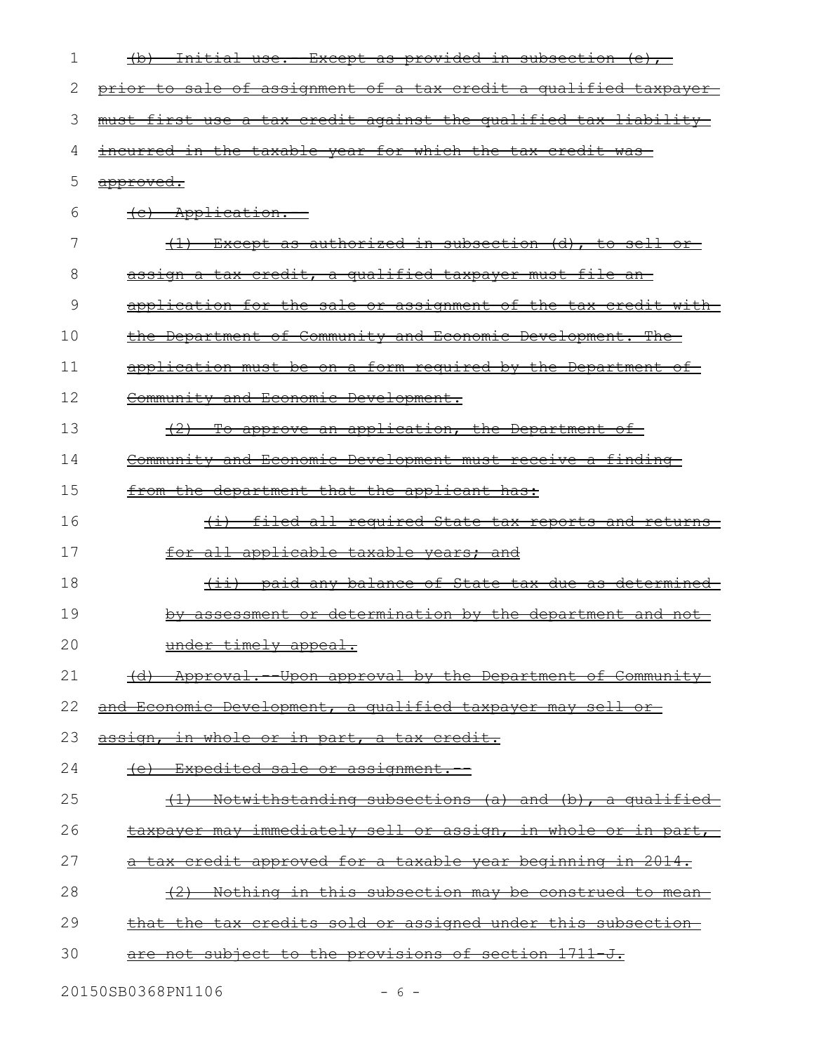~~(b) Initial use.--Except as provided in subsection (e), prior to sale of assignment of a tax credit a qualified taxpayer must first use a tax credit against the qualified tax liability incurred in the taxable year for which the tax credit was approved.~~

~~(c) Application.--~~

~~(1) Except as authorized in subsection (d), to sell or assign a tax credit, a qualified taxpayer must file an application for the sale or assignment of the tax credit with the Department of Community and Economic Development. The application must be on a form required by the Department of Community and Economic Development.~~

~~(2) To approve an application, the Department of Community and Economic Development must receive a finding from the department that the applicant has:~~

~~(i) filed all required State tax reports and returns for all applicable taxable years; and~~

~~(ii) paid any balance of State tax due as determined by assessment or determination by the department and not under timely appeal.~~

~~(d) Approval.--Upon approval by the Department of Community and Economic Development, a qualified taxpayer may sell or assign, in whole or in part, a tax credit.~~

~~(e) Expedited sale or assignment.--~~

~~(1) Notwithstanding subsections (a) and (b), a qualified taxpayer may immediately sell or assign, in whole or in part, a tax credit approved for a taxable year beginning in 2014.~~

~~(2) Nothing in this subsection may be construed to mean that the tax credits sold or assigned under this subsection are not subject to the provisions of section 1711-J.~~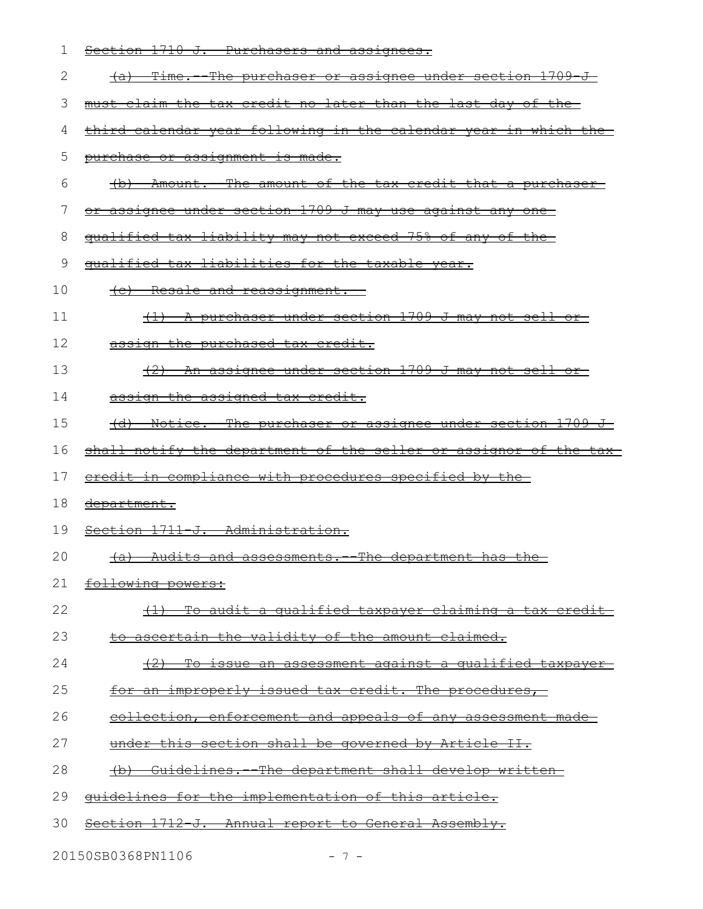~~Section 1710-J. Purchasers and assignees.~~

~~(a) Time.--The purchaser or assignee under section 1709-J must claim the tax credit no later than the last day of the third calendar year following in the calendar year in which the purchase or assignment is made.~~

~~(b) Amount.--The amount of the tax credit that a purchaser or assignee under section 1709-J may use against any one qualified tax liability may not exceed 75% of any of the qualified tax liabilities for the taxable year.~~

~~(c) Resale and reassignment.--~~

~~(1) A purchaser under section 1709-J may not sell or assign the purchased tax credit.~~

~~(2) An assignee under section 1709-J may not sell or assign the assigned tax credit.~~

~~(d) Notice.--The purchaser or assignee under section 1709-J shall notify the department of the seller or assignor of the tax credit in compliance with procedures specified by the department.~~

~~Section 1711-J. Administration.~~

~~(a) Audits and assessments.--The department has the following powers:~~

~~(1) To audit a qualified taxpayer claiming a tax credit to ascertain the validity of the amount claimed.~~

~~(2) To issue an assessment against a qualified taxpayer for an improperly issued tax credit. The procedures, collection, enforcement and appeals of any assessment made under this section shall be governed by Article II.~~

~~(b) Guidelines.--The department shall develop written guidelines for the implementation of this article.~~

~~Section 1712-J. Annual report to General Assembly.~~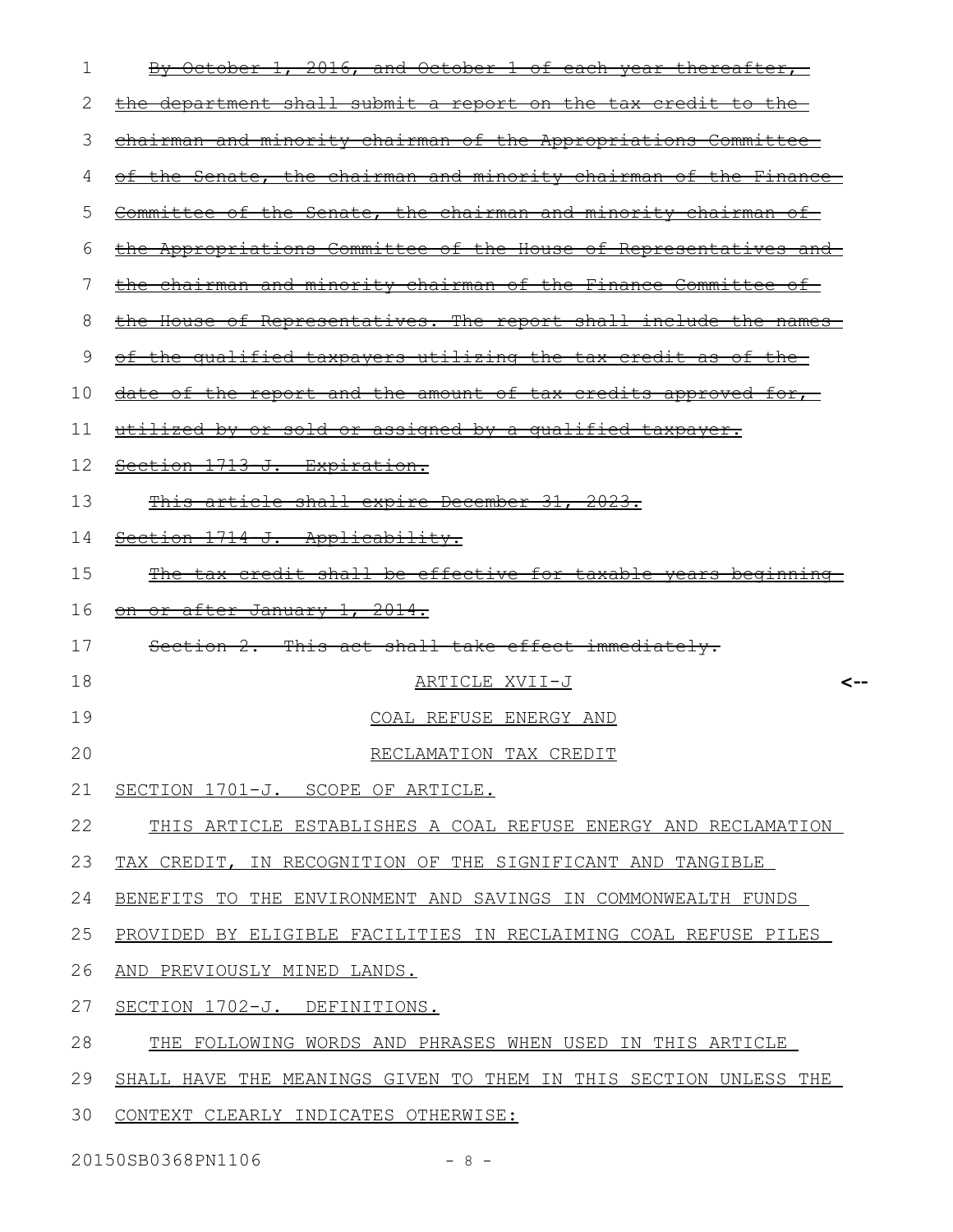~~By October 1, 2016, and October 1 of each year thereafter, the department shall submit a report on the tax credit to the chairman and minority chairman of the Appropriations Committee of the Senate, the chairman and minority chairman of the Finance Committee of the Senate, the chairman and minority chairman of the Appropriations Committee of the House of Representatives and the chairman and minority chairman of the Finance Committee of the House of Representatives. The report shall include the names of the qualified taxpayers utilizing the tax credit as of the date of the report and the amount of tax credits approved for, utilized by or sold or assigned by a qualified taxpayer.~~

~~Section 1713-J. Expiration.~~

~~This article shall expire December 31, 2023.~~

~~Section 1714-J. Applicability.~~

~~The tax credit shall be effective for taxable years beginning on or after January 1, 2014.~~

~~Section 2. This act shall take effect immediately.~~

<u>ARTICLE XVII-J</u> <--

<u>COAL REFUSE ENERGY AND</u>

<u>RECLAMATION TAX CREDIT</u>

<u>SECTION 1701-J. SCOPE OF ARTICLE.</u>

<u>THIS ARTICLE ESTABLISHES A COAL REFUSE ENERGY AND RECLAMATION TAX CREDIT, IN RECOGNITION OF THE SIGNIFICANT AND TANGIBLE BENEFITS TO THE ENVIRONMENT AND SAVINGS IN COMMONWEALTH FUNDS PROVIDED BY ELIGIBLE FACILITIES IN RECLAIMING COAL REFUSE PILES AND PREVIOUSLY MINED LANDS.</u>

<u>SECTION 1702-J. DEFINITIONS.</u>

<u>THE FOLLOWING WORDS AND PHRASES WHEN USED IN THIS ARTICLE SHALL HAVE THE MEANINGS GIVEN TO THEM IN THIS SECTION UNLESS THE CONTEXT CLEARLY INDICATES OTHERWISE:</u>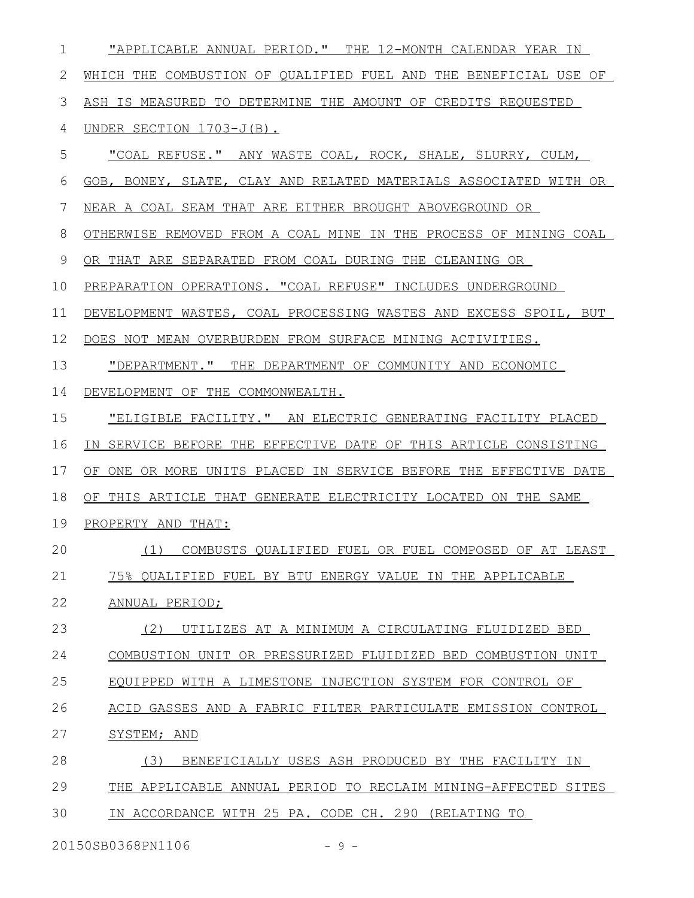"APPLICABLE ANNUAL PERIOD." THE 12-MONTH CALENDAR YEAR IN WHICH THE COMBUSTION OF QUALIFIED FUEL AND THE BENEFICIAL USE OF ASH IS MEASURED TO DETERMINE THE AMOUNT OF CREDITS REQUESTED UNDER SECTION 1703-J(B).

"COAL REFUSE." ANY WASTE COAL, ROCK, SHALE, SLURRY, CULM, GOB, BONEY, SLATE, CLAY AND RELATED MATERIALS ASSOCIATED WITH OR NEAR A COAL SEAM THAT ARE EITHER BROUGHT ABOVEGROUND OR OTHERWISE REMOVED FROM A COAL MINE IN THE PROCESS OF MINING COAL OR THAT ARE SEPARATED FROM COAL DURING THE CLEANING OR PREPARATION OPERATIONS. "COAL REFUSE" INCLUDES UNDERGROUND DEVELOPMENT WASTES, COAL PROCESSING WASTES AND EXCESS SPOIL, BUT DOES NOT MEAN OVERBURDEN FROM SURFACE MINING ACTIVITIES.

"DEPARTMENT." THE DEPARTMENT OF COMMUNITY AND ECONOMIC DEVELOPMENT OF THE COMMONWEALTH.

"ELIGIBLE FACILITY." AN ELECTRIC GENERATING FACILITY PLACED IN SERVICE BEFORE THE EFFECTIVE DATE OF THIS ARTICLE CONSISTING OF ONE OR MORE UNITS PLACED IN SERVICE BEFORE THE EFFECTIVE DATE OF THIS ARTICLE THAT GENERATE ELECTRICITY LOCATED ON THE SAME PROPERTY AND THAT:

(1) COMBUSTS QUALIFIED FUEL OR FUEL COMPOSED OF AT LEAST 75% QUALIFIED FUEL BY BTU ENERGY VALUE IN THE APPLICABLE ANNUAL PERIOD;

(2) UTILIZES AT A MINIMUM A CIRCULATING FLUIDIZED BED COMBUSTION UNIT OR PRESSURIZED FLUIDIZED BED COMBUSTION UNIT EQUIPPED WITH A LIMESTONE INJECTION SYSTEM FOR CONTROL OF ACID GASSES AND A FABRIC FILTER PARTICULATE EMISSION CONTROL SYSTEM; AND

(3) BENEFICIALLY USES ASH PRODUCED BY THE FACILITY IN THE APPLICABLE ANNUAL PERIOD TO RECLAIM MINING-AFFECTED SITES IN ACCORDANCE WITH 25 PA. CODE CH. 290 (RELATING TO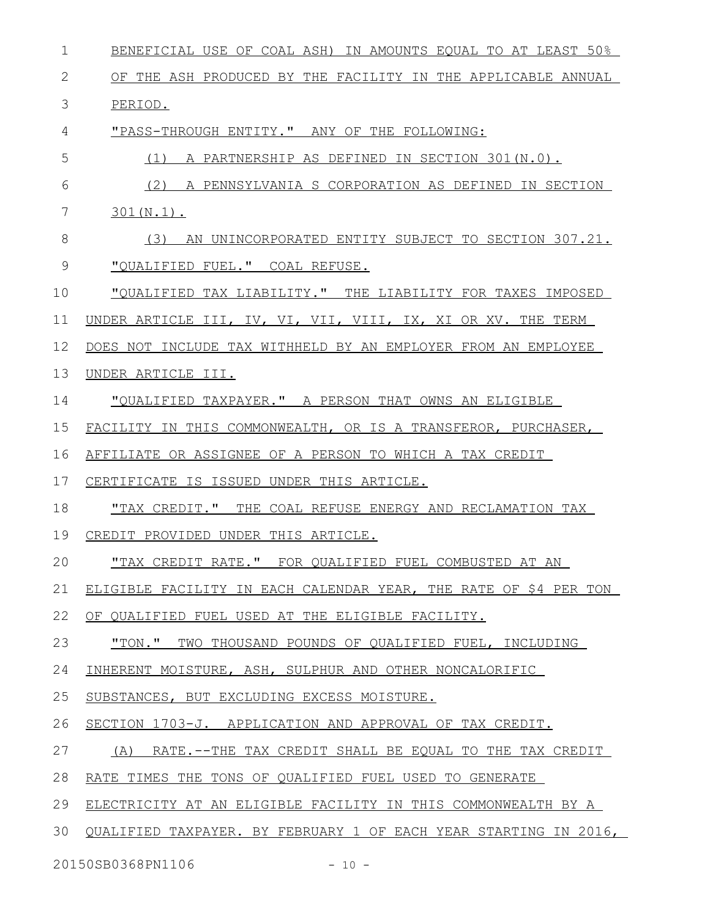BENEFICIAL USE OF COAL ASH) IN AMOUNTS EQUAL TO AT LEAST 50% OF THE ASH PRODUCED BY THE FACILITY IN THE APPLICABLE ANNUAL PERIOD.

"PASS-THROUGH ENTITY." ANY OF THE FOLLOWING:

(1) A PARTNERSHIP AS DEFINED IN SECTION 301(N.0).

(2) A PENNSYLVANIA S CORPORATION AS DEFINED IN SECTION 301(N.1).

(3) AN UNINCORPORATED ENTITY SUBJECT TO SECTION 307.21.

"QUALIFIED FUEL." COAL REFUSE.

"QUALIFIED TAX LIABILITY." THE LIABILITY FOR TAXES IMPOSED UNDER ARTICLE III, IV, VI, VII, VIII, IX, XI OR XV. THE TERM DOES NOT INCLUDE TAX WITHHELD BY AN EMPLOYER FROM AN EMPLOYEE UNDER ARTICLE III.

"QUALIFIED TAXPAYER." A PERSON THAT OWNS AN ELIGIBLE FACILITY IN THIS COMMONWEALTH, OR IS A TRANSFEROR, PURCHASER, AFFILIATE OR ASSIGNEE OF A PERSON TO WHICH A TAX CREDIT CERTIFICATE IS ISSUED UNDER THIS ARTICLE.

"TAX CREDIT." THE COAL REFUSE ENERGY AND RECLAMATION TAX CREDIT PROVIDED UNDER THIS ARTICLE.

"TAX CREDIT RATE." FOR QUALIFIED FUEL COMBUSTED AT AN ELIGIBLE FACILITY IN EACH CALENDAR YEAR, THE RATE OF $4 PER TON OF QUALIFIED FUEL USED AT THE ELIGIBLE FACILITY.

"TON." TWO THOUSAND POUNDS OF QUALIFIED FUEL, INCLUDING INHERENT MOISTURE, ASH, SULPHUR AND OTHER NONCALORIFIC SUBSTANCES, BUT EXCLUDING EXCESS MOISTURE.

SECTION 1703-J. APPLICATION AND APPROVAL OF TAX CREDIT.

(A) RATE.--THE TAX CREDIT SHALL BE EQUAL TO THE TAX CREDIT RATE TIMES THE TONS OF QUALIFIED FUEL USED TO GENERATE ELECTRICITY AT AN ELIGIBLE FACILITY IN THIS COMMONWEALTH BY A QUALIFIED TAXPAYER. BY FEBRUARY 1 OF EACH YEAR STARTING IN 2016,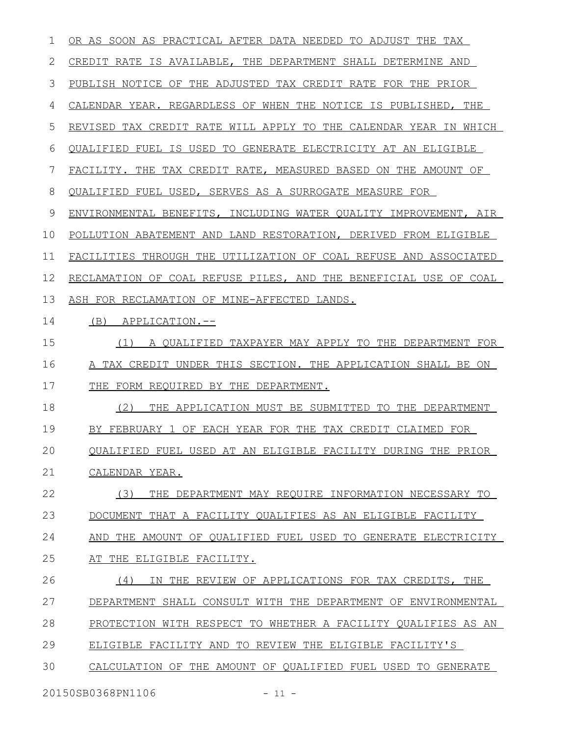OR AS SOON AS PRACTICAL AFTER DATA NEEDED TO ADJUST THE TAX CREDIT RATE IS AVAILABLE, THE DEPARTMENT SHALL DETERMINE AND PUBLISH NOTICE OF THE ADJUSTED TAX CREDIT RATE FOR THE PRIOR CALENDAR YEAR. REGARDLESS OF WHEN THE NOTICE IS PUBLISHED, THE REVISED TAX CREDIT RATE WILL APPLY TO THE CALENDAR YEAR IN WHICH QUALIFIED FUEL IS USED TO GENERATE ELECTRICITY AT AN ELIGIBLE FACILITY. THE TAX CREDIT RATE, MEASURED BASED ON THE AMOUNT OF QUALIFIED FUEL USED, SERVES AS A SURROGATE MEASURE FOR ENVIRONMENTAL BENEFITS, INCLUDING WATER QUALITY IMPROVEMENT, AIR POLLUTION ABATEMENT AND LAND RESTORATION, DERIVED FROM ELIGIBLE FACILITIES THROUGH THE UTILIZATION OF COAL REFUSE AND ASSOCIATED RECLAMATION OF COAL REFUSE PILES, AND THE BENEFICIAL USE OF COAL ASH FOR RECLAMATION OF MINE-AFFECTED LANDS.

(B) APPLICATION.--

(1) A QUALIFIED TAXPAYER MAY APPLY TO THE DEPARTMENT FOR A TAX CREDIT UNDER THIS SECTION. THE APPLICATION SHALL BE ON THE FORM REQUIRED BY THE DEPARTMENT.

(2) THE APPLICATION MUST BE SUBMITTED TO THE DEPARTMENT BY FEBRUARY 1 OF EACH YEAR FOR THE TAX CREDIT CLAIMED FOR QUALIFIED FUEL USED AT AN ELIGIBLE FACILITY DURING THE PRIOR CALENDAR YEAR.

(3) THE DEPARTMENT MAY REQUIRE INFORMATION NECESSARY TO DOCUMENT THAT A FACILITY QUALIFIES AS AN ELIGIBLE FACILITY AND THE AMOUNT OF QUALIFIED FUEL USED TO GENERATE ELECTRICITY AT THE ELIGIBLE FACILITY.

(4) IN THE REVIEW OF APPLICATIONS FOR TAX CREDITS, THE DEPARTMENT SHALL CONSULT WITH THE DEPARTMENT OF ENVIRONMENTAL PROTECTION WITH RESPECT TO WHETHER A FACILITY QUALIFIES AS AN ELIGIBLE FACILITY AND TO REVIEW THE ELIGIBLE FACILITY'S CALCULATION OF THE AMOUNT OF QUALIFIED FUEL USED TO GENERATE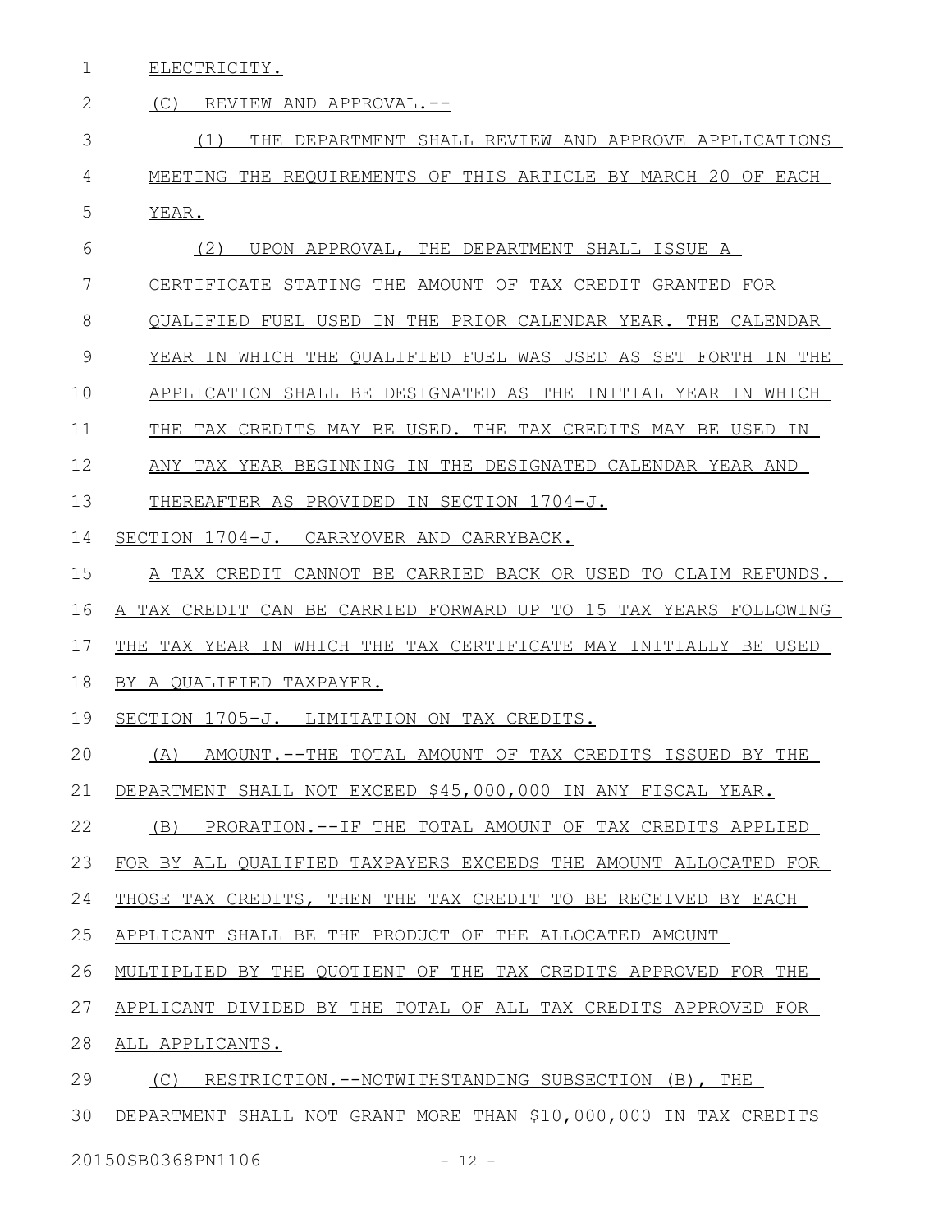ELECTRICITY.

(C) REVIEW AND APPROVAL.--

(1) THE DEPARTMENT SHALL REVIEW AND APPROVE APPLICATIONS MEETING THE REQUIREMENTS OF THIS ARTICLE BY MARCH 20 OF EACH YEAR.

(2) UPON APPROVAL, THE DEPARTMENT SHALL ISSUE A CERTIFICATE STATING THE AMOUNT OF TAX CREDIT GRANTED FOR QUALIFIED FUEL USED IN THE PRIOR CALENDAR YEAR. THE CALENDAR YEAR IN WHICH THE QUALIFIED FUEL WAS USED AS SET FORTH IN THE APPLICATION SHALL BE DESIGNATED AS THE INITIAL YEAR IN WHICH THE TAX CREDITS MAY BE USED. THE TAX CREDITS MAY BE USED IN ANY TAX YEAR BEGINNING IN THE DESIGNATED CALENDAR YEAR AND THEREAFTER AS PROVIDED IN SECTION 1704-J.

SECTION 1704-J. CARRYOVER AND CARRYBACK.

A TAX CREDIT CANNOT BE CARRIED BACK OR USED TO CLAIM REFUNDS. A TAX CREDIT CAN BE CARRIED FORWARD UP TO 15 TAX YEARS FOLLOWING THE TAX YEAR IN WHICH THE TAX CERTIFICATE MAY INITIALLY BE USED BY A QUALIFIED TAXPAYER.

SECTION 1705-J. LIMITATION ON TAX CREDITS.

(A) AMOUNT.--THE TOTAL AMOUNT OF TAX CREDITS ISSUED BY THE DEPARTMENT SHALL NOT EXCEED $45,000,000 IN ANY FISCAL YEAR.

(B) PRORATION.--IF THE TOTAL AMOUNT OF TAX CREDITS APPLIED FOR BY ALL QUALIFIED TAXPAYERS EXCEEDS THE AMOUNT ALLOCATED FOR THOSE TAX CREDITS, THEN THE TAX CREDIT TO BE RECEIVED BY EACH APPLICANT SHALL BE THE PRODUCT OF THE ALLOCATED AMOUNT MULTIPLIED BY THE QUOTIENT OF THE TAX CREDITS APPROVED FOR THE APPLICANT DIVIDED BY THE TOTAL OF ALL TAX CREDITS APPROVED FOR ALL APPLICANTS.

(C) RESTRICTION.--NOTWITHSTANDING SUBSECTION (B), THE DEPARTMENT SHALL NOT GRANT MORE THAN $10,000,000 IN TAX CREDITS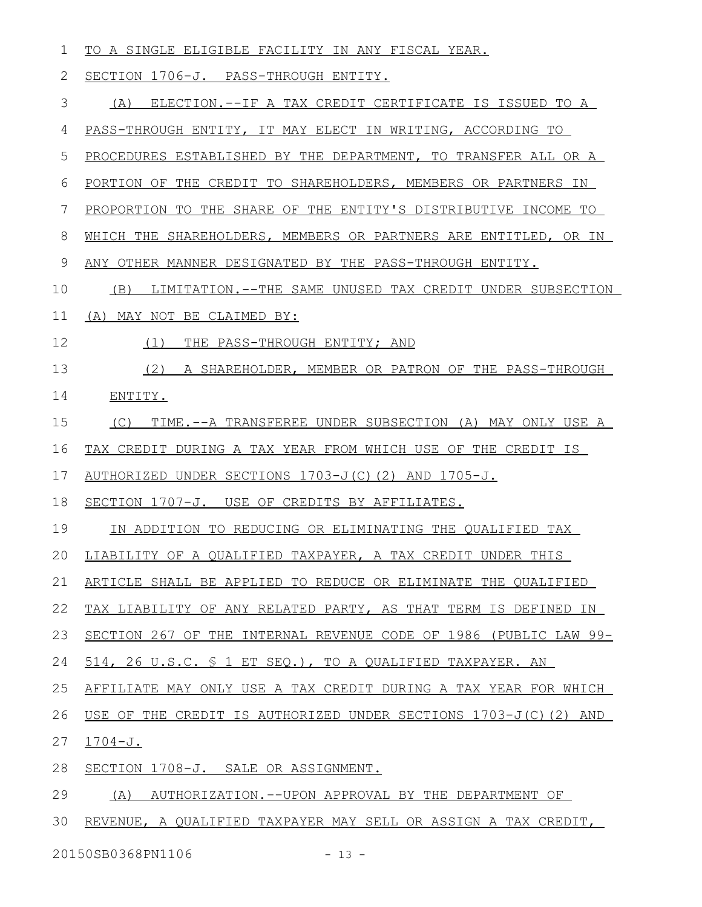TO A SINGLE ELIGIBLE FACILITY IN ANY FISCAL YEAR.

SECTION 1706-J. PASS-THROUGH ENTITY.

(A) ELECTION.--IF A TAX CREDIT CERTIFICATE IS ISSUED TO A PASS-THROUGH ENTITY, IT MAY ELECT IN WRITING, ACCORDING TO PROCEDURES ESTABLISHED BY THE DEPARTMENT, TO TRANSFER ALL OR A PORTION OF THE CREDIT TO SHAREHOLDERS, MEMBERS OR PARTNERS IN PROPORTION TO THE SHARE OF THE ENTITY'S DISTRIBUTIVE INCOME TO WHICH THE SHAREHOLDERS, MEMBERS OR PARTNERS ARE ENTITLED, OR IN ANY OTHER MANNER DESIGNATED BY THE PASS-THROUGH ENTITY.

(B) LIMITATION.--THE SAME UNUSED TAX CREDIT UNDER SUBSECTION (A) MAY NOT BE CLAIMED BY:

(1) THE PASS-THROUGH ENTITY; AND

(2) A SHAREHOLDER, MEMBER OR PATRON OF THE PASS-THROUGH ENTITY.

(C) TIME.--A TRANSFEREE UNDER SUBSECTION (A) MAY ONLY USE A TAX CREDIT DURING A TAX YEAR FROM WHICH USE OF THE CREDIT IS AUTHORIZED UNDER SECTIONS 1703-J(C)(2) AND 1705-J.

SECTION 1707-J. USE OF CREDITS BY AFFILIATES.

IN ADDITION TO REDUCING OR ELIMINATING THE QUALIFIED TAX LIABILITY OF A QUALIFIED TAXPAYER, A TAX CREDIT UNDER THIS ARTICLE SHALL BE APPLIED TO REDUCE OR ELIMINATE THE QUALIFIED TAX LIABILITY OF ANY RELATED PARTY, AS THAT TERM IS DEFINED IN SECTION 267 OF THE INTERNAL REVENUE CODE OF 1986 (PUBLIC LAW 99-514, 26 U.S.C. § 1 ET SEQ.), TO A QUALIFIED TAXPAYER. AN AFFILIATE MAY ONLY USE A TAX CREDIT DURING A TAX YEAR FOR WHICH USE OF THE CREDIT IS AUTHORIZED UNDER SECTIONS 1703-J(C)(2) AND 1704-J.

SECTION 1708-J. SALE OR ASSIGNMENT.

(A) AUTHORIZATION.--UPON APPROVAL BY THE DEPARTMENT OF REVENUE, A QUALIFIED TAXPAYER MAY SELL OR ASSIGN A TAX CREDIT,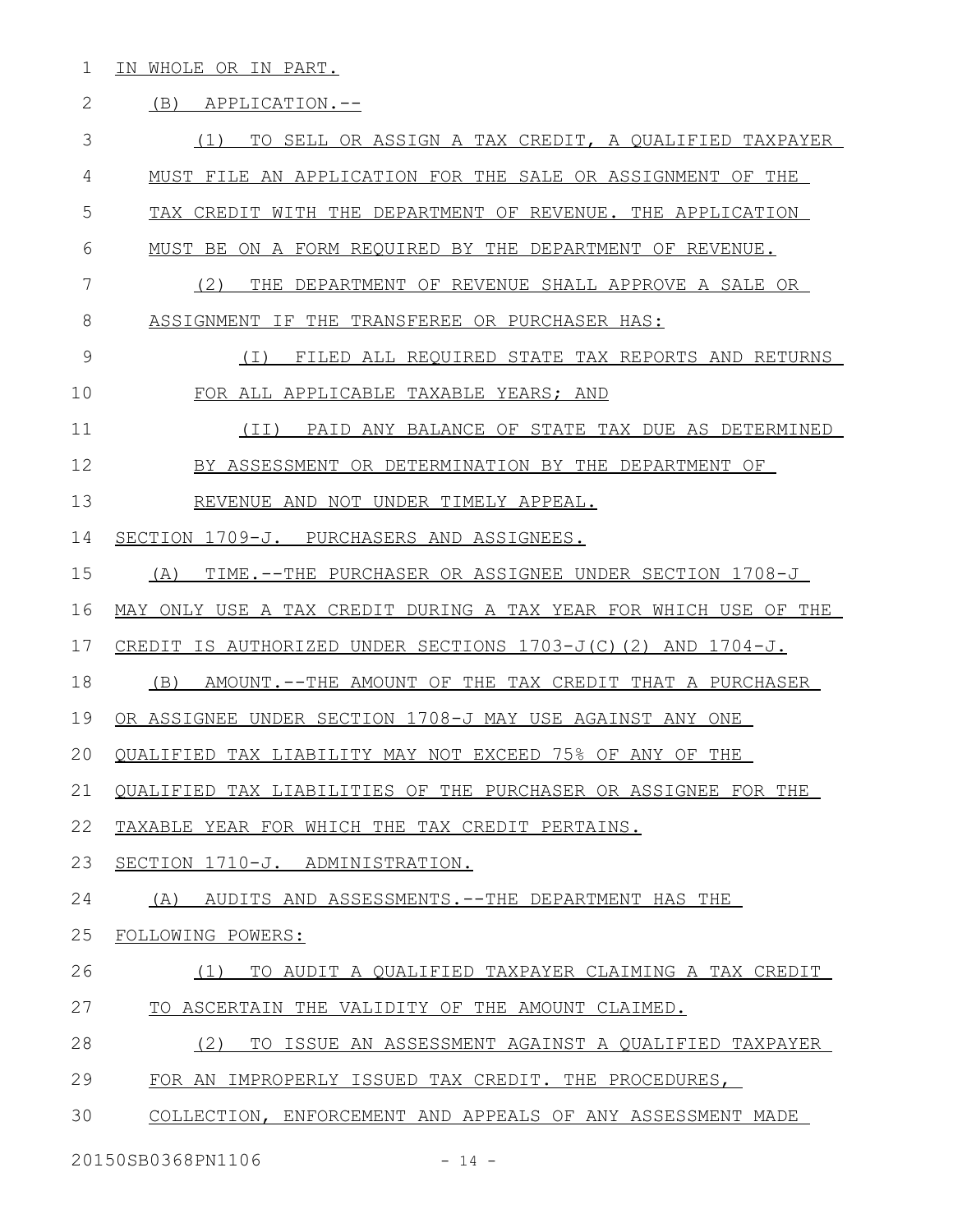IN WHOLE OR IN PART.

(B) APPLICATION.--

(1) TO SELL OR ASSIGN A TAX CREDIT, A QUALIFIED TAXPAYER MUST FILE AN APPLICATION FOR THE SALE OR ASSIGNMENT OF THE TAX CREDIT WITH THE DEPARTMENT OF REVENUE. THE APPLICATION MUST BE ON A FORM REQUIRED BY THE DEPARTMENT OF REVENUE.

(2) THE DEPARTMENT OF REVENUE SHALL APPROVE A SALE OR ASSIGNMENT IF THE TRANSFEREE OR PURCHASER HAS:

(I) FILED ALL REQUIRED STATE TAX REPORTS AND RETURNS FOR ALL APPLICABLE TAXABLE YEARS; AND

(II) PAID ANY BALANCE OF STATE TAX DUE AS DETERMINED BY ASSESSMENT OR DETERMINATION BY THE DEPARTMENT OF REVENUE AND NOT UNDER TIMELY APPEAL.

SECTION 1709-J. PURCHASERS AND ASSIGNEES.

(A) TIME.--THE PURCHASER OR ASSIGNEE UNDER SECTION 1708-J MAY ONLY USE A TAX CREDIT DURING A TAX YEAR FOR WHICH USE OF THE CREDIT IS AUTHORIZED UNDER SECTIONS 1703-J(C)(2) AND 1704-J.

(B) AMOUNT.--THE AMOUNT OF THE TAX CREDIT THAT A PURCHASER OR ASSIGNEE UNDER SECTION 1708-J MAY USE AGAINST ANY ONE QUALIFIED TAX LIABILITY MAY NOT EXCEED 75% OF ANY OF THE QUALIFIED TAX LIABILITIES OF THE PURCHASER OR ASSIGNEE FOR THE TAXABLE YEAR FOR WHICH THE TAX CREDIT PERTAINS.

SECTION 1710-J. ADMINISTRATION.

(A) AUDITS AND ASSESSMENTS.--THE DEPARTMENT HAS THE FOLLOWING POWERS:

(1) TO AUDIT A QUALIFIED TAXPAYER CLAIMING A TAX CREDIT TO ASCERTAIN THE VALIDITY OF THE AMOUNT CLAIMED.

(2) TO ISSUE AN ASSESSMENT AGAINST A QUALIFIED TAXPAYER FOR AN IMPROPERLY ISSUED TAX CREDIT. THE PROCEDURES, COLLECTION, ENFORCEMENT AND APPEALS OF ANY ASSESSMENT MADE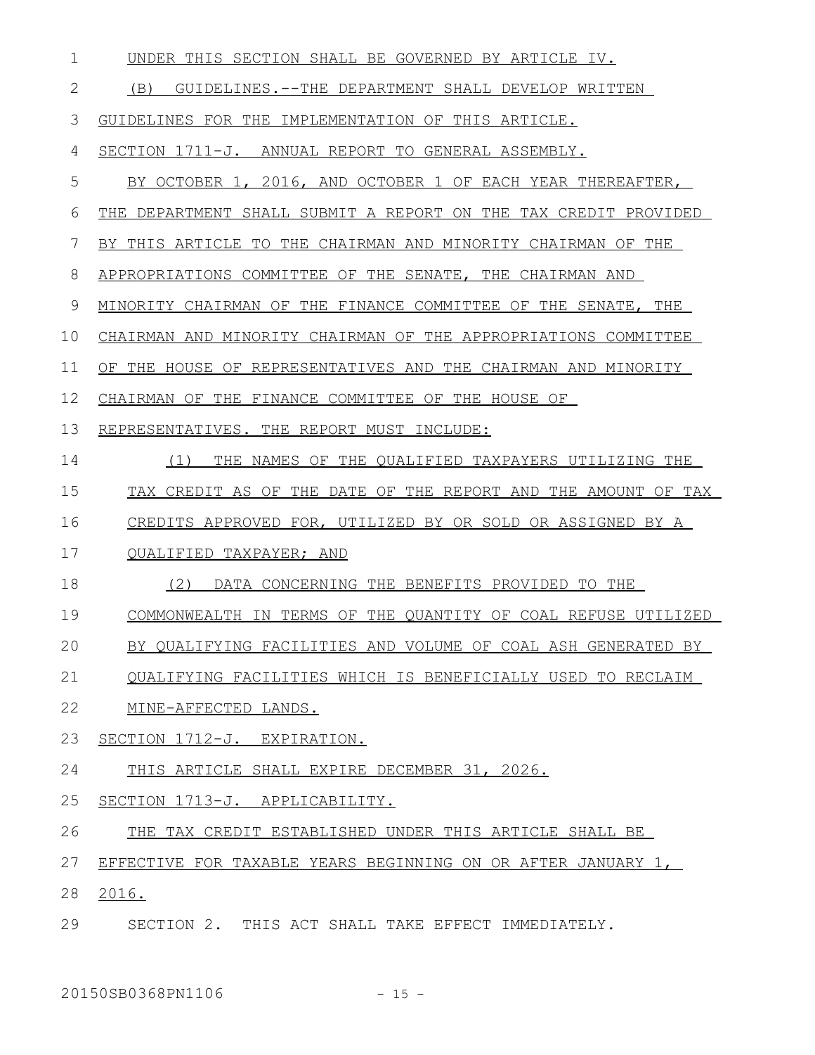UNDER THIS SECTION SHALL BE GOVERNED BY ARTICLE IV.

(B) GUIDELINES.--THE DEPARTMENT SHALL DEVELOP WRITTEN GUIDELINES FOR THE IMPLEMENTATION OF THIS ARTICLE.

SECTION 1711-J. ANNUAL REPORT TO GENERAL ASSEMBLY.

BY OCTOBER 1, 2016, AND OCTOBER 1 OF EACH YEAR THEREAFTER, THE DEPARTMENT SHALL SUBMIT A REPORT ON THE TAX CREDIT PROVIDED BY THIS ARTICLE TO THE CHAIRMAN AND MINORITY CHAIRMAN OF THE APPROPRIATIONS COMMITTEE OF THE SENATE, THE CHAIRMAN AND MINORITY CHAIRMAN OF THE FINANCE COMMITTEE OF THE SENATE, THE CHAIRMAN AND MINORITY CHAIRMAN OF THE APPROPRIATIONS COMMITTEE OF THE HOUSE OF REPRESENTATIVES AND THE CHAIRMAN AND MINORITY CHAIRMAN OF THE FINANCE COMMITTEE OF THE HOUSE OF REPRESENTATIVES. THE REPORT MUST INCLUDE:

(1) THE NAMES OF THE QUALIFIED TAXPAYERS UTILIZING THE TAX CREDIT AS OF THE DATE OF THE REPORT AND THE AMOUNT OF TAX CREDITS APPROVED FOR, UTILIZED BY OR SOLD OR ASSIGNED BY A QUALIFIED TAXPAYER; AND

(2) DATA CONCERNING THE BENEFITS PROVIDED TO THE COMMONWEALTH IN TERMS OF THE QUANTITY OF COAL REFUSE UTILIZED BY QUALIFYING FACILITIES AND VOLUME OF COAL ASH GENERATED BY QUALIFYING FACILITIES WHICH IS BENEFICIALLY USED TO RECLAIM MINE-AFFECTED LANDS.

SECTION 1712-J. EXPIRATION.

THIS ARTICLE SHALL EXPIRE DECEMBER 31, 2026.

SECTION 1713-J. APPLICABILITY.

THE TAX CREDIT ESTABLISHED UNDER THIS ARTICLE SHALL BE EFFECTIVE FOR TAXABLE YEARS BEGINNING ON OR AFTER JANUARY 1, 2016.

SECTION 2. THIS ACT SHALL TAKE EFFECT IMMEDIATELY.